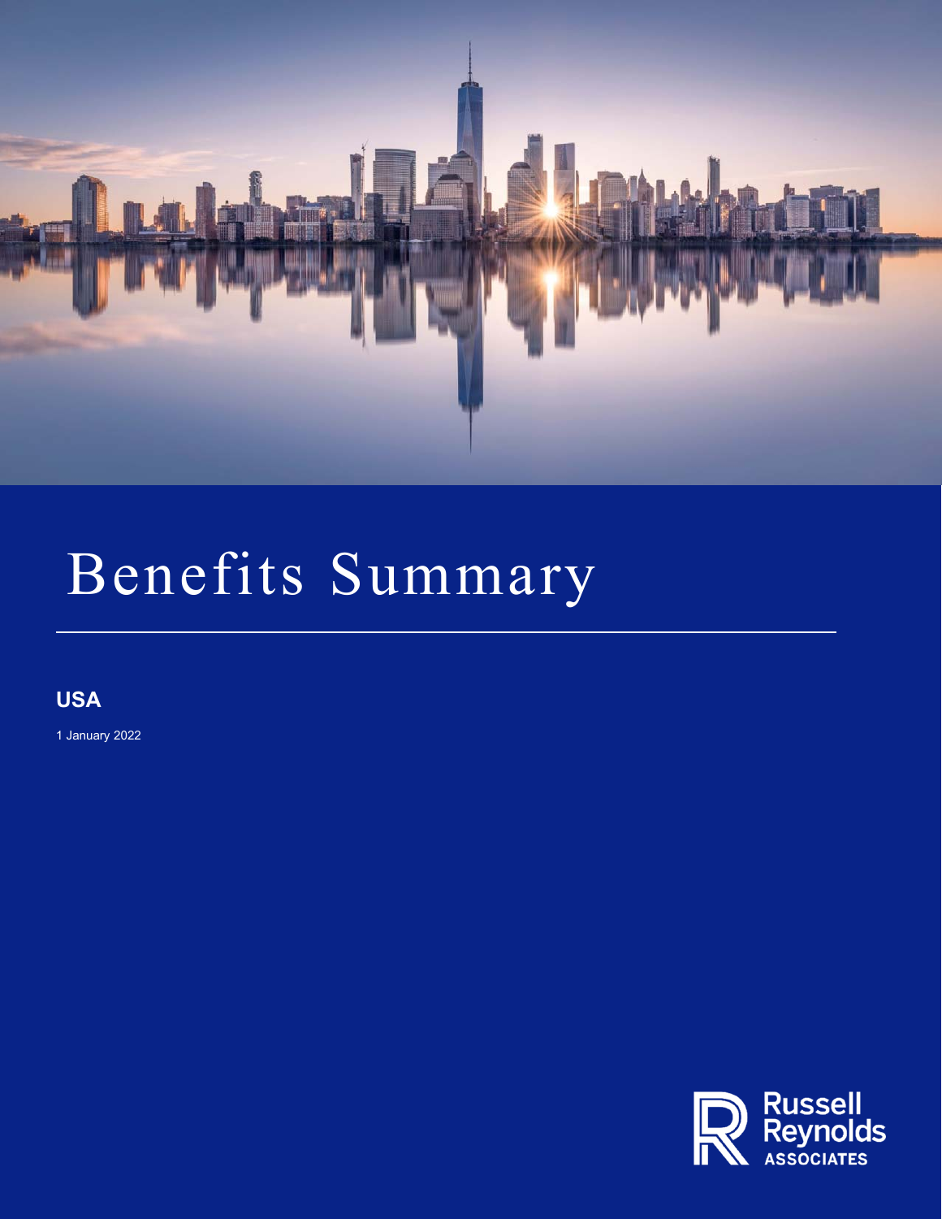# Benefits Summary

## USA

1 January 2022

Russell Reynolds Associates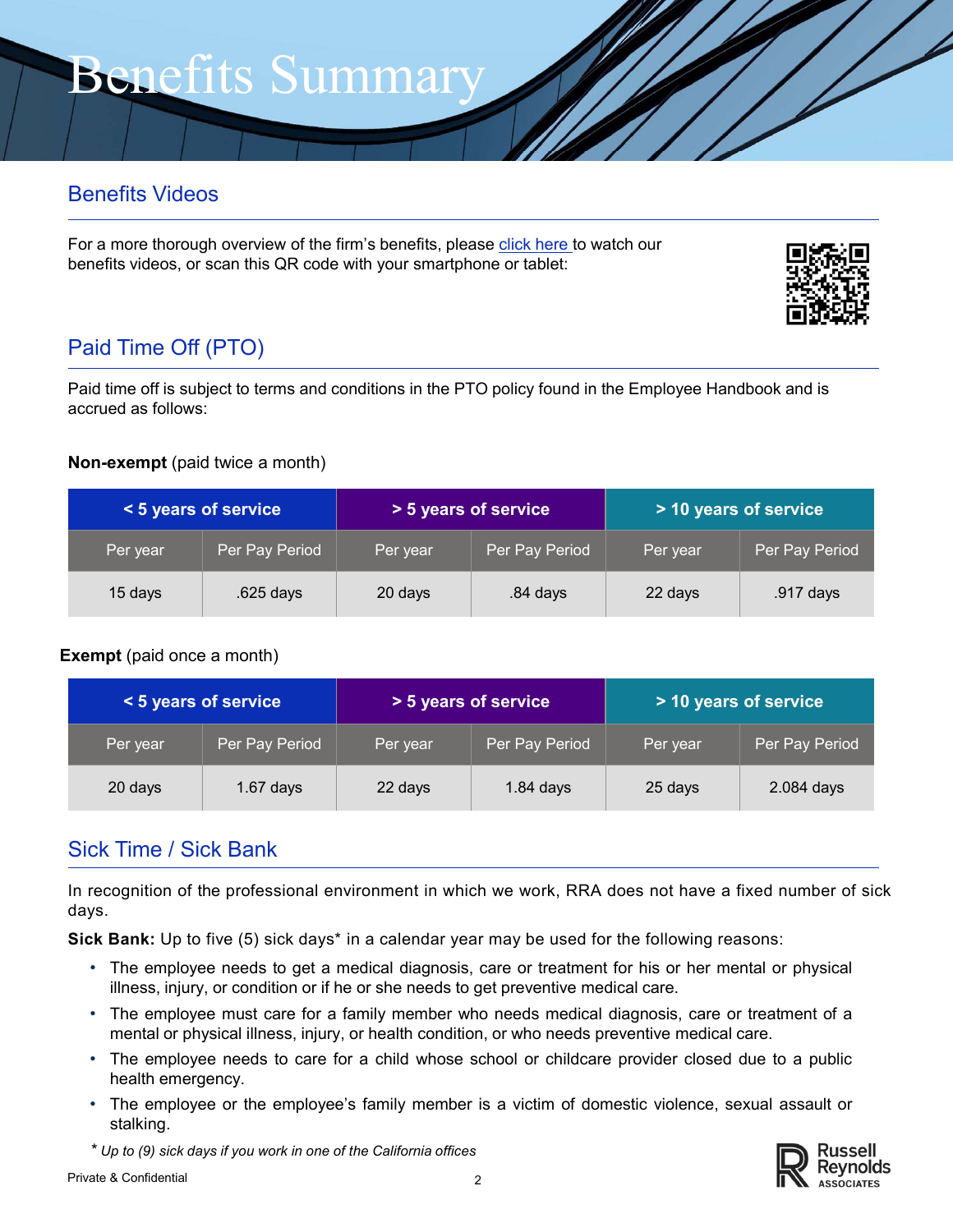# Benefits Summary

## Benefits Videos

For a more thorough overview of the firm's benefits, please click here to watch our benefits videos, or scan this QR code with your smartphone or tablet:

## Paid Time Off (PTO)

Paid time off is subject to terms and conditions in the PTO policy found in the Employee Handbook and is accrued as follows:

**Non-exempt** (paid twice a month)

| < 5 years of service | | > 5 years of service | | > 10 years of service | |
|---|---|---|---|---|---|
| Per year | Per Pay Period | Per year | Per Pay Period | Per year | Per Pay Period |
| 15 days | .625 days | 20 days | .84 days | 22 days | .917 days |

**Exempt** (paid once a month)

| < 5 years of service | | > 5 years of service | | > 10 years of service | |
|---|---|---|---|---|---|
| Per year | Per Pay Period | Per year | Per Pay Period | Per year | Per Pay Period |
| 20 days | 1.67 days | 22 days | 1.84 days | 25 days | 2.084 days |

## Sick Time / Sick Bank

In recognition of the professional environment in which we work, RRA does not have a fixed number of sick days.

**Sick Bank:** Up to five (5) sick days* in a calendar year may be used for the following reasons:

- The employee needs to get a medical diagnosis, care or treatment for his or her mental or physical illness, injury, or condition or if he or she needs to get preventive medical care.
- The employee must care for a family member who needs medical diagnosis, care or treatment of a mental or physical illness, injury, or health condition, or who needs preventive medical care.
- The employee needs to care for a child whose school or childcare provider closed due to a public health emergency.
- The employee or the employee's family member is a victim of domestic violence, sexual assault or stalking.

\* *Up to (9) sick days if you work in one of the California offices*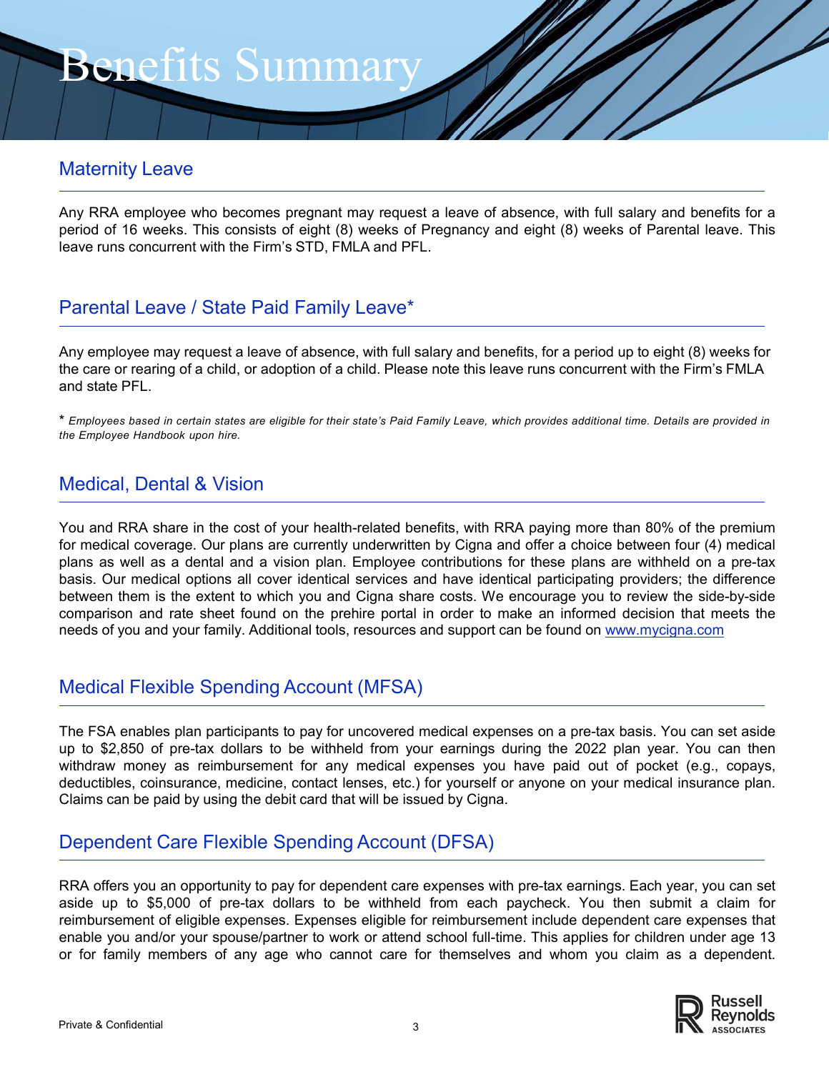# Benefits Summary

## Maternity Leave

Any RRA employee who becomes pregnant may request a leave of absence, with full salary and benefits for a period of 16 weeks. This consists of eight (8) weeks of Pregnancy and eight (8) weeks of Parental leave. This leave runs concurrent with the Firm's STD, FMLA and PFL.

## Parental Leave / State Paid Family Leave*

Any employee may request a leave of absence, with full salary and benefits, for a period up to eight (8) weeks for the care or rearing of a child, or adoption of a child. Please note this leave runs concurrent with the Firm's FMLA and state PFL.

\* *Employees based in certain states are eligible for their state's Paid Family Leave, which provides additional time. Details are provided in the Employee Handbook upon hire.*

## Medical, Dental & Vision

You and RRA share in the cost of your health-related benefits, with RRA paying more than 80% of the premium for medical coverage. Our plans are currently underwritten by Cigna and offer a choice between four (4) medical plans as well as a dental and a vision plan. Employee contributions for these plans are withheld on a pre-tax basis. Our medical options all cover identical services and have identical participating providers; the difference between them is the extent to which you and Cigna share costs. We encourage you to review the side-by-side comparison and rate sheet found on the prehire portal in order to make an informed decision that meets the needs of you and your family. Additional tools, resources and support can be found on [www.mycigna.com](http://www.mycigna.com)

## Medical Flexible Spending Account (MFSA)

The FSA enables plan participants to pay for uncovered medical expenses on a pre-tax basis. You can set aside up to $2,850 of pre-tax dollars to be withheld from your earnings during the 2022 plan year. You can then withdraw money as reimbursement for any medical expenses you have paid out of pocket (e.g., copays, deductibles, coinsurance, medicine, contact lenses, etc.) for yourself or anyone on your medical insurance plan. Claims can be paid by using the debit card that will be issued by Cigna.

## Dependent Care Flexible Spending Account (DFSA)

RRA offers you an opportunity to pay for dependent care expenses with pre-tax earnings. Each year, you can set aside up to $5,000 of pre-tax dollars to be withheld from each paycheck. You then submit a claim for reimbursement of eligible expenses. Expenses eligible for reimbursement include dependent care expenses that enable you and/or your spouse/partner to work or attend school full-time. This applies for children under age 13 or for family members of any age who cannot care for themselves and whom you claim as a dependent.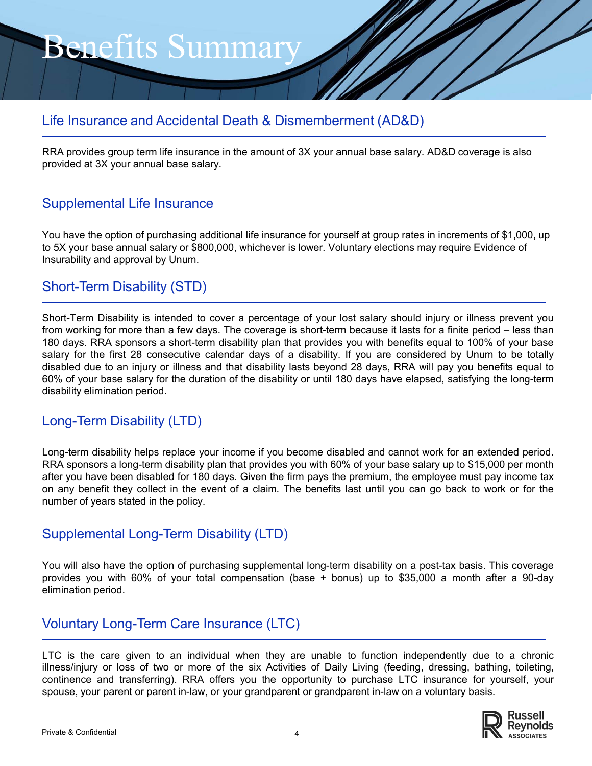# Benefits Summary

## Life Insurance and Accidental Death & Dismemberment (AD&D)

RRA provides group term life insurance in the amount of 3X your annual base salary. AD&D coverage is also provided at 3X your annual base salary.

## Supplemental Life Insurance

You have the option of purchasing additional life insurance for yourself at group rates in increments of $1,000, up to 5X your base annual salary or $800,000, whichever is lower. Voluntary elections may require Evidence of Insurability and approval by Unum.

## Short-Term Disability (STD)

Short-Term Disability is intended to cover a percentage of your lost salary should injury or illness prevent you from working for more than a few days. The coverage is short-term because it lasts for a finite period – less than 180 days. RRA sponsors a short-term disability plan that provides you with benefits equal to 100% of your base salary for the first 28 consecutive calendar days of a disability. If you are considered by Unum to be totally disabled due to an injury or illness and that disability lasts beyond 28 days, RRA will pay you benefits equal to 60% of your base salary for the duration of the disability or until 180 days have elapsed, satisfying the long-term disability elimination period.

## Long-Term Disability (LTD)

Long-term disability helps replace your income if you become disabled and cannot work for an extended period. RRA sponsors a long-term disability plan that provides you with 60% of your base salary up to $15,000 per month after you have been disabled for 180 days. Given the firm pays the premium, the employee must pay income tax on any benefit they collect in the event of a claim. The benefits last until you can go back to work or for the number of years stated in the policy.

## Supplemental Long-Term Disability (LTD)

You will also have the option of purchasing supplemental long-term disability on a post-tax basis. This coverage provides you with 60% of your total compensation (base + bonus) up to $35,000 a month after a 90-day elimination period.

## Voluntary Long-Term Care Insurance (LTC)

LTC is the care given to an individual when they are unable to function independently due to a chronic illness/injury or loss of two or more of the six Activities of Daily Living (feeding, dressing, bathing, toileting, continence and transferring). RRA offers you the opportunity to purchase LTC insurance for yourself, your spouse, your parent or parent in-law, or your grandparent or grandparent in-law on a voluntary basis.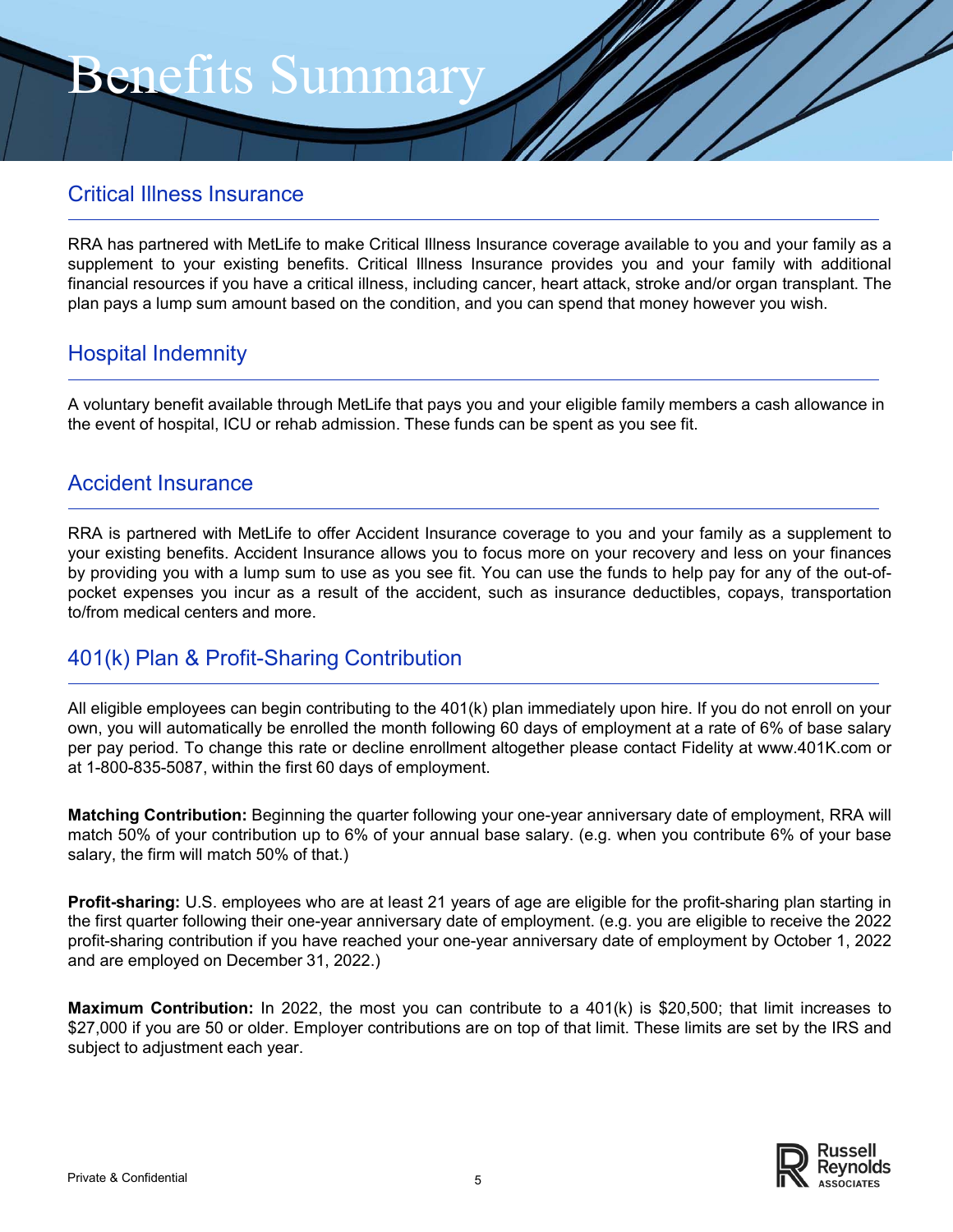# Benefits Summary

## Critical Illness Insurance

RRA has partnered with MetLife to make Critical Illness Insurance coverage available to you and your family as a supplement to your existing benefits. Critical Illness Insurance provides you and your family with additional financial resources if you have a critical illness, including cancer, heart attack, stroke and/or organ transplant. The plan pays a lump sum amount based on the condition, and you can spend that money however you wish.

## Hospital Indemnity

A voluntary benefit available through MetLife that pays you and your eligible family members a cash allowance in the event of hospital, ICU or rehab admission. These funds can be spent as you see fit.

## Accident Insurance

RRA is partnered with MetLife to offer Accident Insurance coverage to you and your family as a supplement to your existing benefits. Accident Insurance allows you to focus more on your recovery and less on your finances by providing you with a lump sum to use as you see fit. You can use the funds to help pay for any of the out-of-pocket expenses you incur as a result of the accident, such as insurance deductibles, copays, transportation to/from medical centers and more.

## 401(k) Plan & Profit-Sharing Contribution

All eligible employees can begin contributing to the 401(k) plan immediately upon hire. If you do not enroll on your own, you will automatically be enrolled the month following 60 days of employment at a rate of 6% of base salary per pay period. To change this rate or decline enrollment altogether please contact Fidelity at www.401K.com or at 1-800-835-5087, within the first 60 days of employment.

**Matching Contribution:** Beginning the quarter following your one-year anniversary date of employment, RRA will match 50% of your contribution up to 6% of your annual base salary. (e.g. when you contribute 6% of your base salary, the firm will match 50% of that.)

**Profit-sharing:** U.S. employees who are at least 21 years of age are eligible for the profit-sharing plan starting in the first quarter following their one-year anniversary date of employment. (e.g. you are eligible to receive the 2022 profit-sharing contribution if you have reached your one-year anniversary date of employment by October 1, 2022 and are employed on December 31, 2022.)

**Maximum Contribution:** In 2022, the most you can contribute to a 401(k) is $20,500; that limit increases to $27,000 if you are 50 or older. Employer contributions are on top of that limit. These limits are set by the IRS and subject to adjustment each year.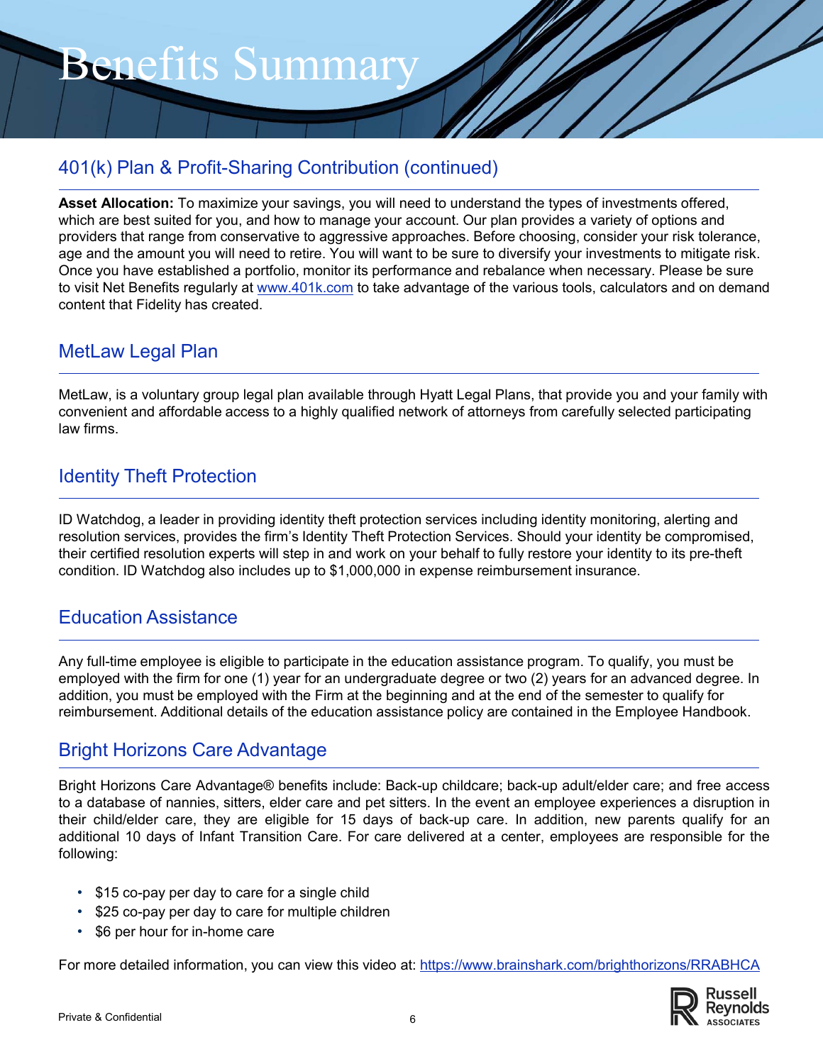# Benefits Summary

## 401(k) Plan & Profit-Sharing Contribution (continued)

**Asset Allocation:** To maximize your savings, you will need to understand the types of investments offered, which are best suited for you, and how to manage your account. Our plan provides a variety of options and providers that range from conservative to aggressive approaches. Before choosing, consider your risk tolerance, age and the amount you will need to retire. You will want to be sure to diversify your investments to mitigate risk. Once you have established a portfolio, monitor its performance and rebalance when necessary. Please be sure to visit Net Benefits regularly at [www.401k.com](http://www.401k.com) to take advantage of the various tools, calculators and on demand content that Fidelity has created.

## MetLaw Legal Plan

MetLaw, is a voluntary group legal plan available through Hyatt Legal Plans, that provide you and your family with convenient and affordable access to a highly qualified network of attorneys from carefully selected participating law firms.

## Identity Theft Protection

ID Watchdog, a leader in providing identity theft protection services including identity monitoring, alerting and resolution services, provides the firm's Identity Theft Protection Services. Should your identity be compromised, their certified resolution experts will step in and work on your behalf to fully restore your identity to its pre-theft condition. ID Watchdog also includes up to $1,000,000 in expense reimbursement insurance.

## Education Assistance

Any full-time employee is eligible to participate in the education assistance program. To qualify, you must be employed with the firm for one (1) year for an undergraduate degree or two (2) years for an advanced degree. In addition, you must be employed with the Firm at the beginning and at the end of the semester to qualify for reimbursement. Additional details of the education assistance policy are contained in the Employee Handbook.

## Bright Horizons Care Advantage

Bright Horizons Care Advantage® benefits include: Back-up childcare; back-up adult/elder care; and free access to a database of nannies, sitters, elder care and pet sitters. In the event an employee experiences a disruption in their child/elder care, they are eligible for 15 days of back-up care. In addition, new parents qualify for an additional 10 days of Infant Transition Care. For care delivered at a center, employees are responsible for the following:

- $15 co-pay per day to care for a single child
- $25 co-pay per day to care for multiple children
- $6 per hour for in-home care

For more detailed information, you can view this video at: [https://www.brainshark.com/brighthorizons/RRABHCA](https://www.brainshark.com/brighthorizons/RRABHCA)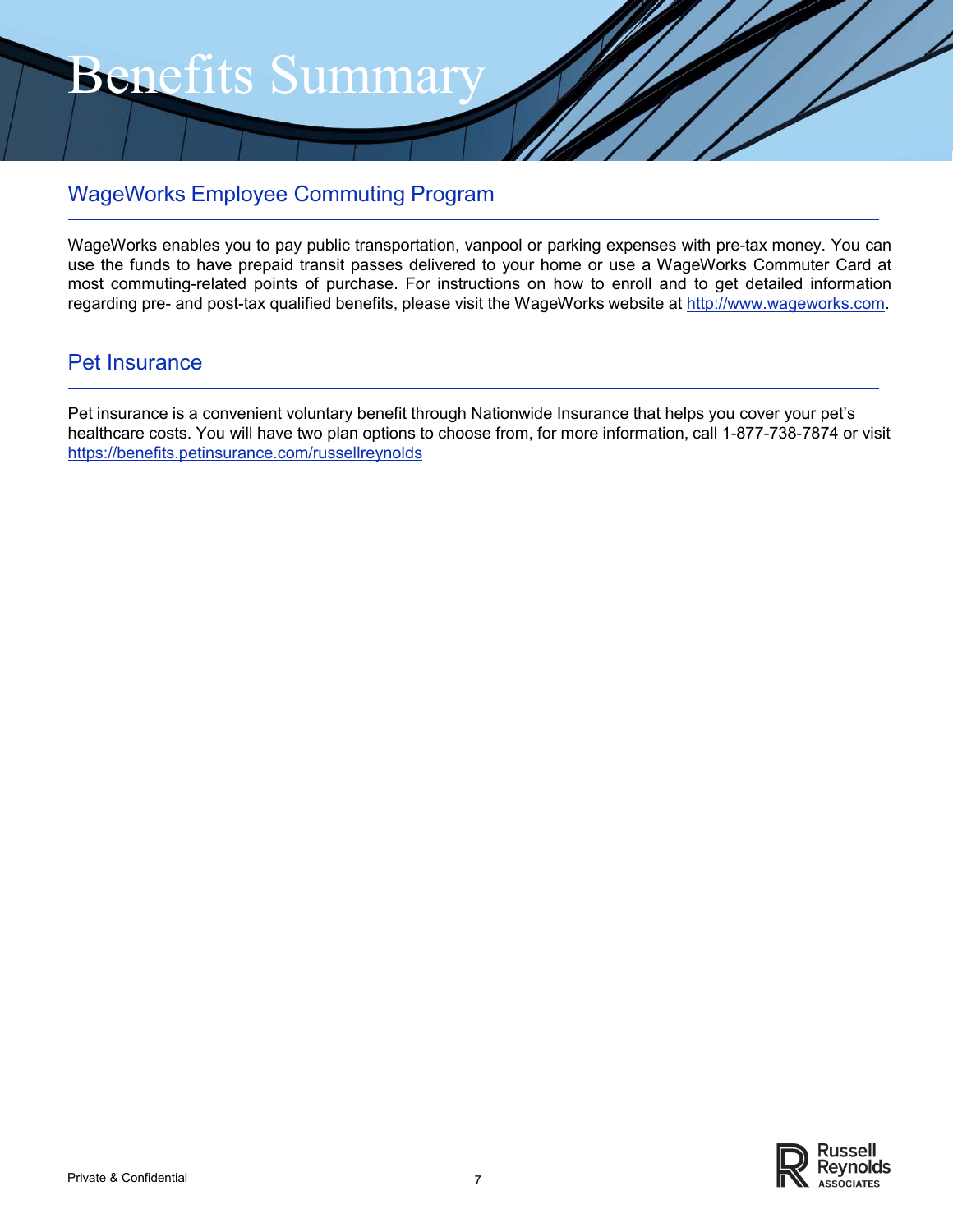# Benefits Summary

## WageWorks Employee Commuting Program

WageWorks enables you to pay public transportation, vanpool or parking expenses with pre-tax money. You can use the funds to have prepaid transit passes delivered to your home or use a WageWorks Commuter Card at most commuting-related points of purchase. For instructions on how to enroll and to get detailed information regarding pre- and post-tax qualified benefits, please visit the WageWorks website at http://www.wageworks.com.

## Pet Insurance

Pet insurance is a convenient voluntary benefit through Nationwide Insurance that helps you cover your pet's healthcare costs. You will have two plan options to choose from, for more information, call 1-877-738-7874 or visit https://benefits.petinsurance.com/russellreynolds